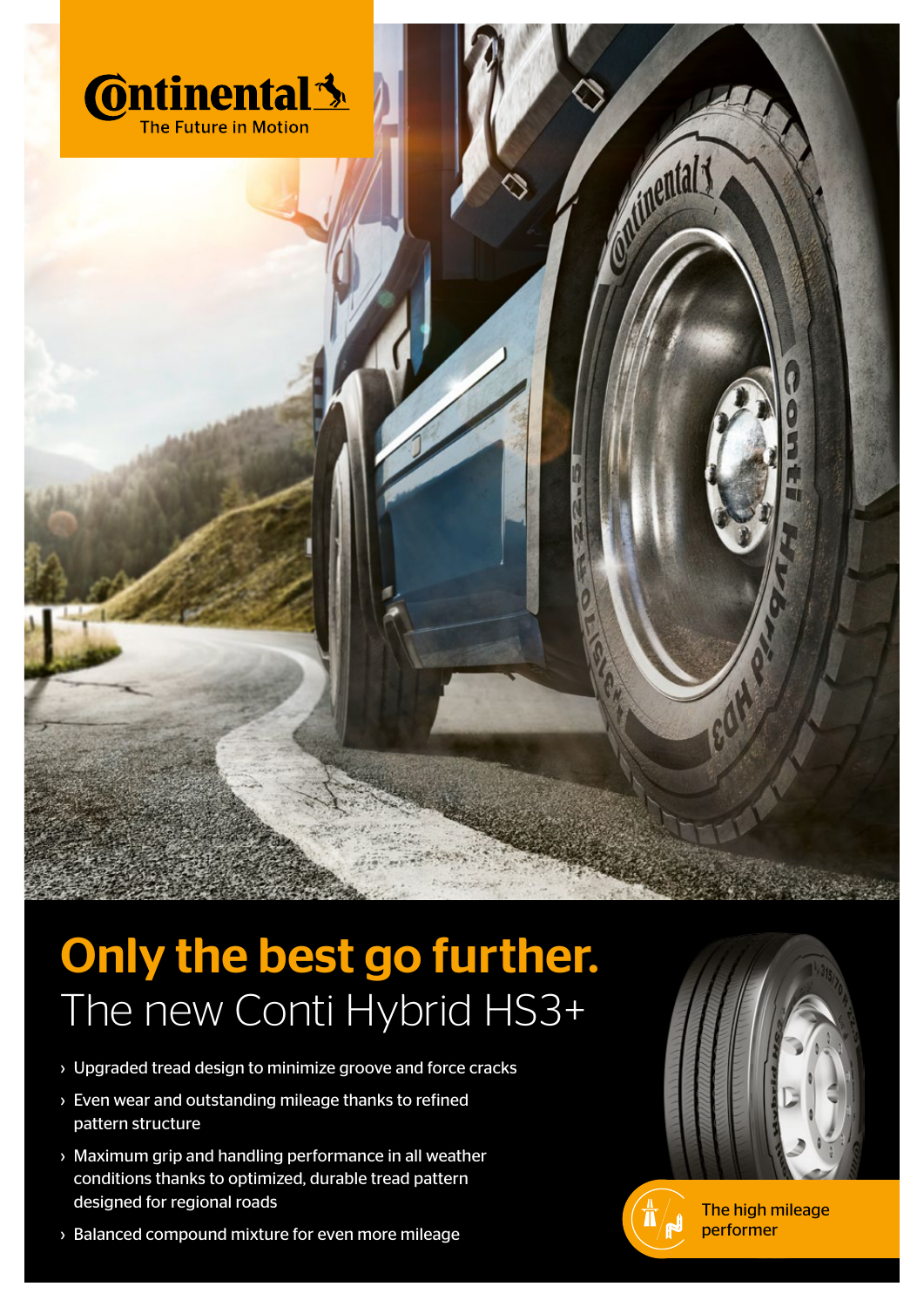Continental
The Future in Motion

# Only the best go further.

## The new Conti Hybrid HS3+

- Upgraded tread design to minimize groove and force cracks
- Even wear and outstanding mileage thanks to refined pattern structure
- Maximum grip and handling performance in all weather conditions thanks to optimized, durable tread pattern designed for regional roads
- Balanced compound mixture for even more mileage

The high mileage performer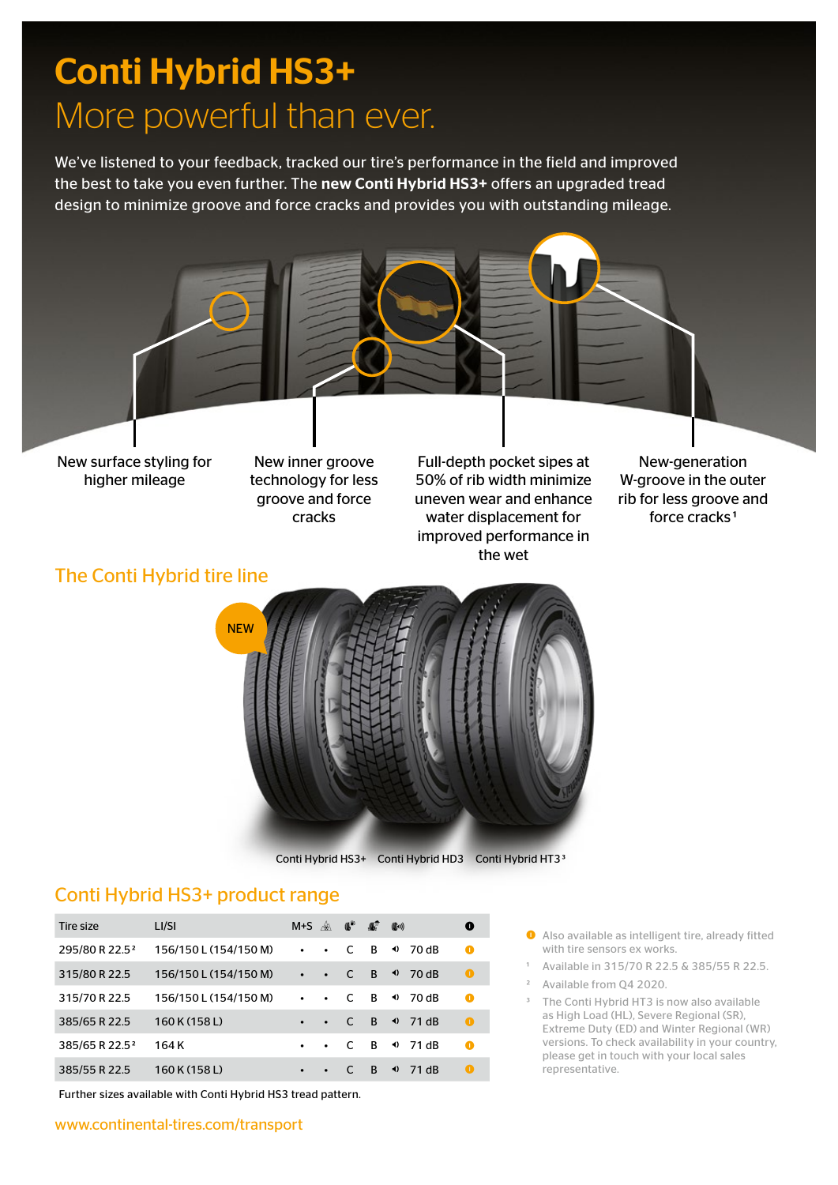# Conti Hybrid HS3+

## More powerful than ever.

We've listened to your feedback, tracked our tire's performance in the field and improved the best to take you even further. The **new Conti Hybrid HS3+** offers an upgraded tread design to minimize groove and force cracks and provides you with outstanding mileage.

New surface styling for higher mileage

New inner groove technology for less groove and force cracks

Full-depth pocket sipes at 50% of rib width minimize uneven wear and enhance water displacement for improved performance in the wet

New-generation W-groove in the outer rib for less groove and force cracks[1]

## The Conti Hybrid tire line

NEW

Conti Hybrid HS3+ | Conti Hybrid HD3 | Conti Hybrid HT3[3]

## Conti Hybrid HS3+ product range

| Tire size | LI/SI | M+S | 3PMSF | Fuel efficiency | Wet grip | Noise | | Intelligent tire |
|---|---|---|---|---|---|---|---|---|
| 295/80 R 22.5[2] | 156/150 L (154/150 M) | • | • | C | B | 🔈 | 70 dB | ● |
| 315/80 R 22.5 | 156/150 L (154/150 M) | • | • | C | B | 🔈 | 70 dB | ● |
| 315/70 R 22.5 | 156/150 L (154/150 M) | • | • | C | B | 🔈 | 70 dB | ● |
| 385/65 R 22.5 | 160 K (158 L) | • | • | C | B | 🔈 | 71 dB | ● |
| 385/65 R 22.5[2] | 164 K | • | • | C | B | 🔈 | 71 dB | ● |
| 385/55 R 22.5 | 160 K (158 L) | • | • | C | B | 🔈 | 71 dB | ● |

Further sizes available with Conti Hybrid HS3 tread pattern.

● Also available as intelligent tire, already fitted with tire sensors ex works.

[1] Available in 315/70 R 22.5 & 385/55 R 22.5.

[2] Available from Q4 2020.

[3] The Conti Hybrid HT3 is now also available as High Load (HL), Severe Regional (SR), Extreme Duty (ED) and Winter Regional (WR) versions. To check availability in your country, please get in touch with your local sales representative.

www.continental-tires.com/transport